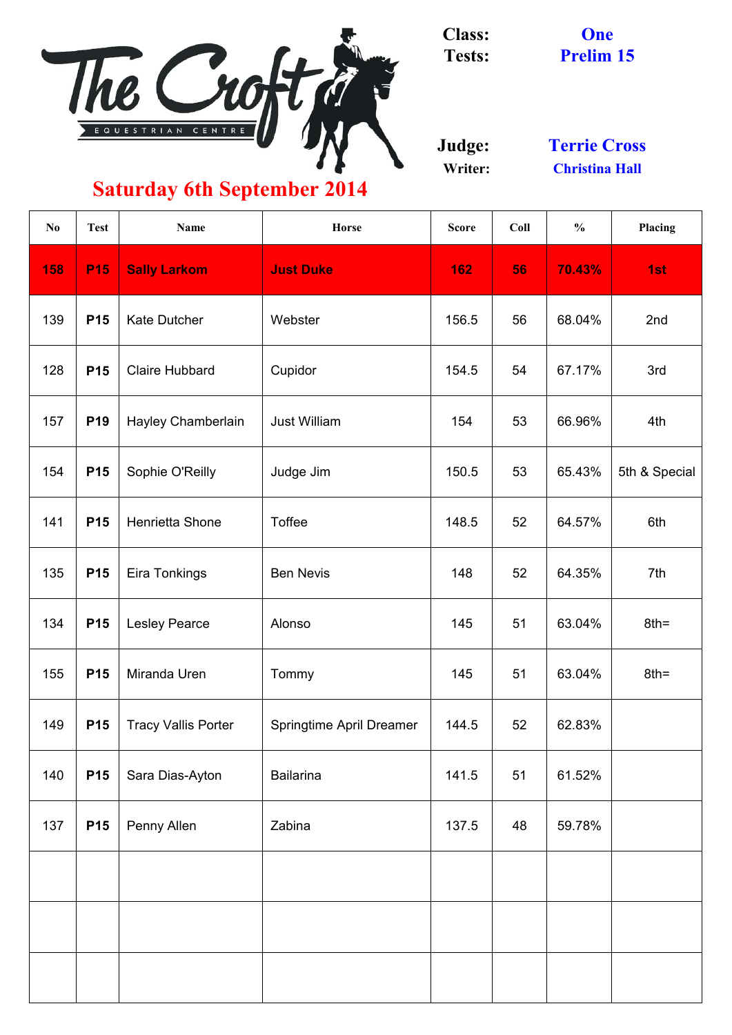# The Croft Equestrian Centre

## Saturday 6th September 2014

**Class:** One
**Tests:** Prelim 15

**Judge:** Terrie Cross
**Writer:** Christina Hall

| No | Test | Name | Horse | Score | Coll | % | Placing |
|---|---|---|---|---|---|---|---|
| 158 | P15 | Sally Larkom | Just Duke | 162 | 56 | 70.43% | 1st |
| 139 | P15 | Kate Dutcher | Webster | 156.5 | 56 | 68.04% | 2nd |
| 128 | P15 | Claire Hubbard | Cupidor | 154.5 | 54 | 67.17% | 3rd |
| 157 | P19 | Hayley Chamberlain | Just William | 154 | 53 | 66.96% | 4th |
| 154 | P15 | Sophie O'Reilly | Judge Jim | 150.5 | 53 | 65.43% | 5th & Special |
| 141 | P15 | Henrietta Shone | Toffee | 148.5 | 52 | 64.57% | 6th |
| 135 | P15 | Eira Tonkings | Ben Nevis | 148 | 52 | 64.35% | 7th |
| 134 | P15 | Lesley Pearce | Alonso | 145 | 51 | 63.04% | 8th= |
| 155 | P15 | Miranda Uren | Tommy | 145 | 51 | 63.04% | 8th= |
| 149 | P15 | Tracy Vallis Porter | Springtime April Dreamer | 144.5 | 52 | 62.83% | |
| 140 | P15 | Sara Dias-Ayton | Bailarina | 141.5 | 51 | 61.52% | |
| 137 | P15 | Penny Allen | Zabina | 137.5 | 48 | 59.78% | |
| | | | | | | | |
| | | | | | | | |
| | | | | | | | |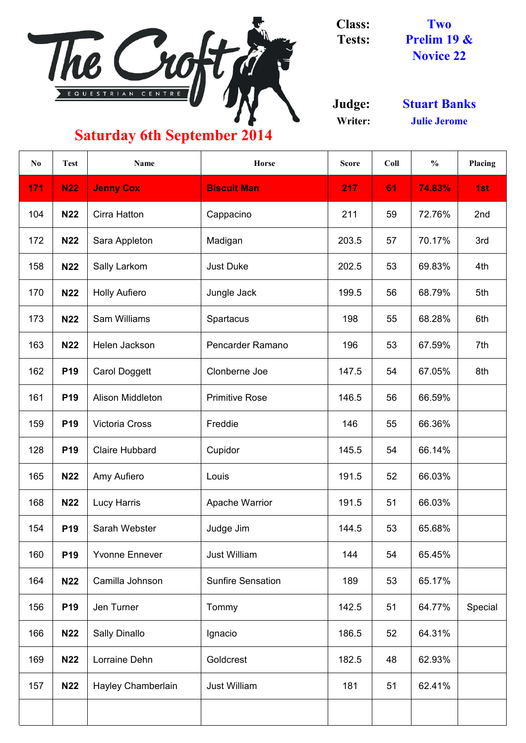The Croft Equestrian Centre

**Class:** Two

**Tests:** Prelim 19 & Novice 22

**Judge:** Stuart Banks

**Writer:** Julie Jerome

## Saturday 6th September 2014

| No | Test | Name | Horse | Score | Coll | % | Placing |
|---|---|---|---|---|---|---|---|
| 171 | N22 | Jenny Cox | Biscuit Man | 217 | 61 | 74.83% | 1st |
| 104 | N22 | Cirra Hatton | Cappacino | 211 | 59 | 72.76% | 2nd |
| 172 | N22 | Sara Appleton | Madigan | 203.5 | 57 | 70.17% | 3rd |
| 158 | N22 | Sally Larkom | Just Duke | 202.5 | 53 | 69.83% | 4th |
| 170 | N22 | Holly Aufiero | Jungle Jack | 199.5 | 56 | 68.79% | 5th |
| 173 | N22 | Sam Williams | Spartacus | 198 | 55 | 68.28% | 6th |
| 163 | N22 | Helen Jackson | Pencarder Ramano | 196 | 53 | 67.59% | 7th |
| 162 | P19 | Carol Doggett | Clonberne Joe | 147.5 | 54 | 67.05% | 8th |
| 161 | P19 | Alison Middleton | Primitive Rose | 146.5 | 56 | 66.59% | |
| 159 | P19 | Victoria Cross | Freddie | 146 | 55 | 66.36% | |
| 128 | P19 | Claire Hubbard | Cupidor | 145.5 | 54 | 66.14% | |
| 165 | N22 | Amy Aufiero | Louis | 191.5 | 52 | 66.03% | |
| 168 | N22 | Lucy Harris | Apache Warrior | 191.5 | 51 | 66.03% | |
| 154 | P19 | Sarah Webster | Judge Jim | 144.5 | 53 | 65.68% | |
| 160 | P19 | Yvonne Ennever | Just William | 144 | 54 | 65.45% | |
| 164 | N22 | Camilla Johnson | Sunfire Sensation | 189 | 53 | 65.17% | |
| 156 | P19 | Jen Turner | Tommy | 142.5 | 51 | 64.77% | Special |
| 166 | N22 | Sally Dinallo | Ignacio | 186.5 | 52 | 64.31% | |
| 169 | N22 | Lorraine Dehn | Goldcrest | 182.5 | 48 | 62.93% | |
| 157 | N22 | Hayley Chamberlain | Just William | 181 | 51 | 62.41% | |
| | | | | | | | |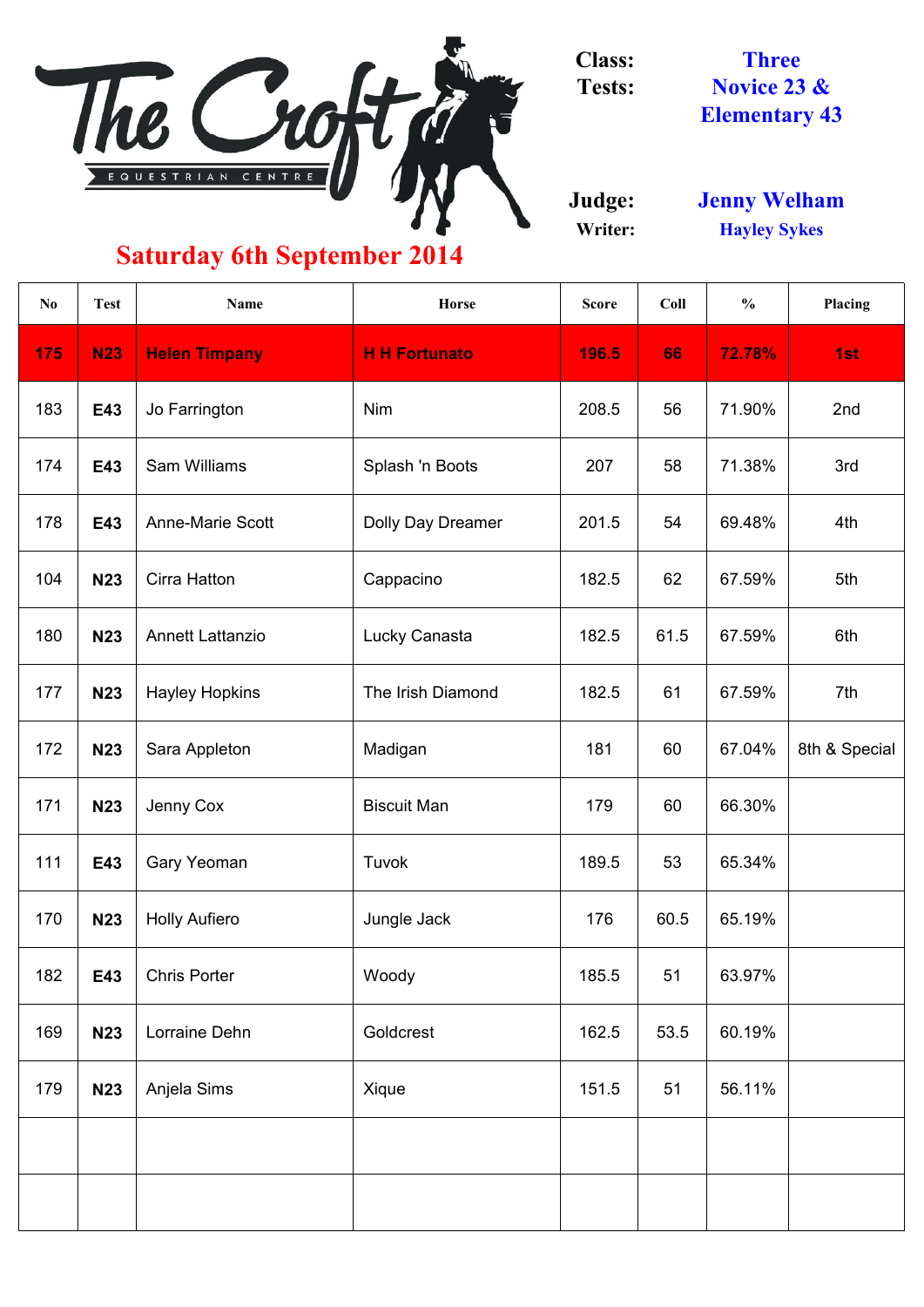# The Croft Equestrian Centre

**Saturday 6th September 2014**

**Class:** Three
**Tests:** Novice 23 & Elementary 43

**Judge:** Jenny Welham
**Writer:** Hayley Sykes

| No | Test | Name | Horse | Score | Coll | % | Placing |
|---|---|---|---|---|---|---|---|
| 175 | N23 | Helen Timpany | H H Fortunato | 196.5 | 66 | 72.78% | 1st |
| 183 | E43 | Jo Farrington | Nim | 208.5 | 56 | 71.90% | 2nd |
| 174 | E43 | Sam Williams | Splash 'n Boots | 207 | 58 | 71.38% | 3rd |
| 178 | E43 | Anne-Marie Scott | Dolly Day Dreamer | 201.5 | 54 | 69.48% | 4th |
| 104 | N23 | Cirra Hatton | Cappacino | 182.5 | 62 | 67.59% | 5th |
| 180 | N23 | Annett Lattanzio | Lucky Canasta | 182.5 | 61.5 | 67.59% | 6th |
| 177 | N23 | Hayley Hopkins | The Irish Diamond | 182.5 | 61 | 67.59% | 7th |
| 172 | N23 | Sara Appleton | Madigan | 181 | 60 | 67.04% | 8th & Special |
| 171 | N23 | Jenny Cox | Biscuit Man | 179 | 60 | 66.30% | |
| 111 | E43 | Gary Yeoman | Tuvok | 189.5 | 53 | 65.34% | |
| 170 | N23 | Holly Aufiero | Jungle Jack | 176 | 60.5 | 65.19% | |
| 182 | E43 | Chris Porter | Woody | 185.5 | 51 | 63.97% | |
| 169 | N23 | Lorraine Dehn | Goldcrest | 162.5 | 53.5 | 60.19% | |
| 179 | N23 | Anjela Sims | Xique | 151.5 | 51 | 56.11% | |
| | | | | | | | |
| | | | | | | | |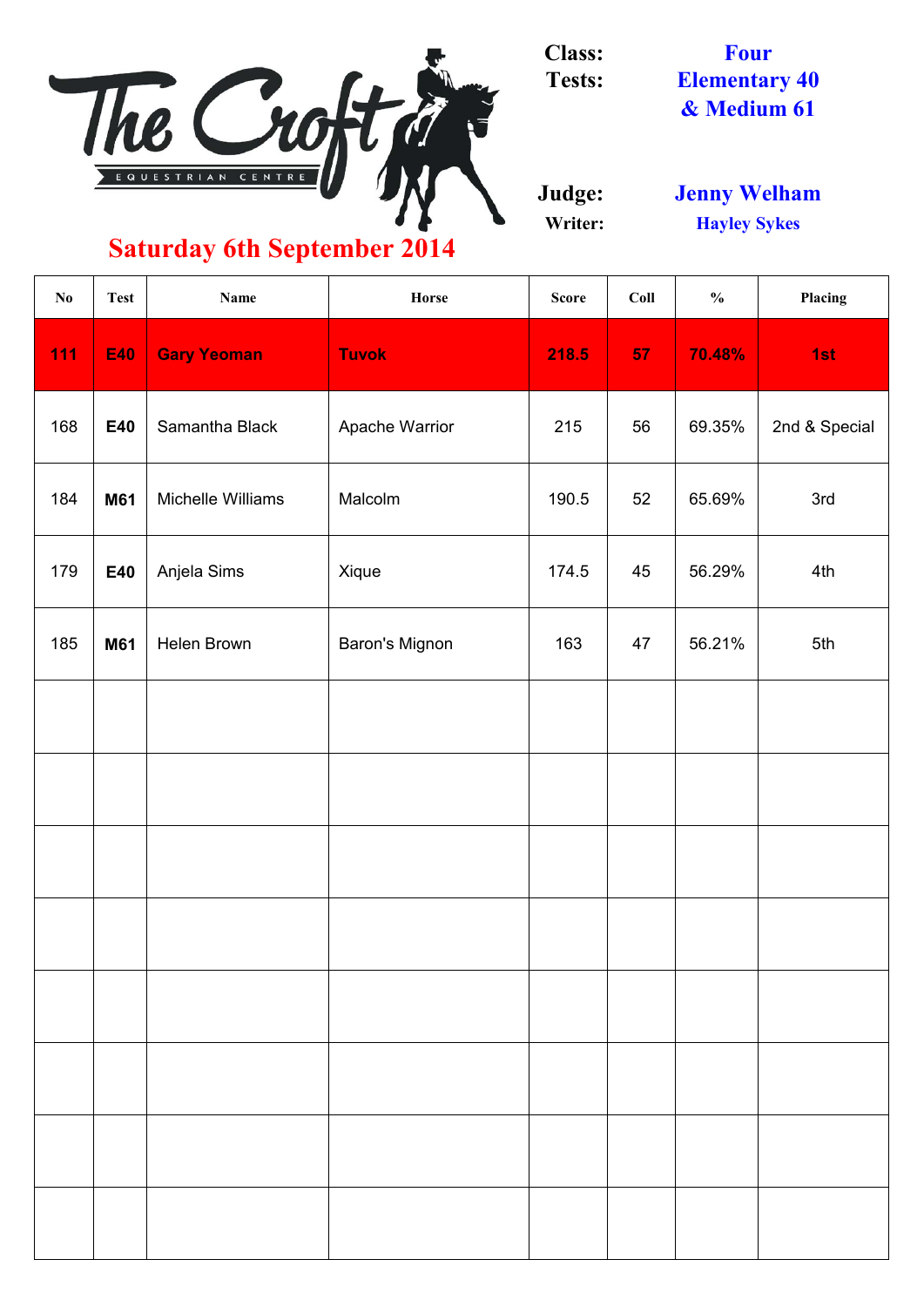The Croft EQUESTRIAN CENTRE

**Saturday 6th September 2014**

**Class:** Four

**Tests:** Elementary 40 & Medium 61

**Judge:** Jenny Welham

**Writer:** Hayley Sykes

| No | Test | Name | Horse | Score | Coll | % | Placing |
|---|---|---|---|---|---|---|---|
| 111 | E40 | Gary Yeoman | Tuvok | 218.5 | 57 | 70.48% | 1st |
| 168 | E40 | Samantha Black | Apache Warrior | 215 | 56 | 69.35% | 2nd & Special |
| 184 | M61 | Michelle Williams | Malcolm | 190.5 | 52 | 65.69% | 3rd |
| 179 | E40 | Anjela Sims | Xique | 174.5 | 45 | 56.29% | 4th |
| 185 | M61 | Helen Brown | Baron's Mignon | 163 | 47 | 56.21% | 5th |